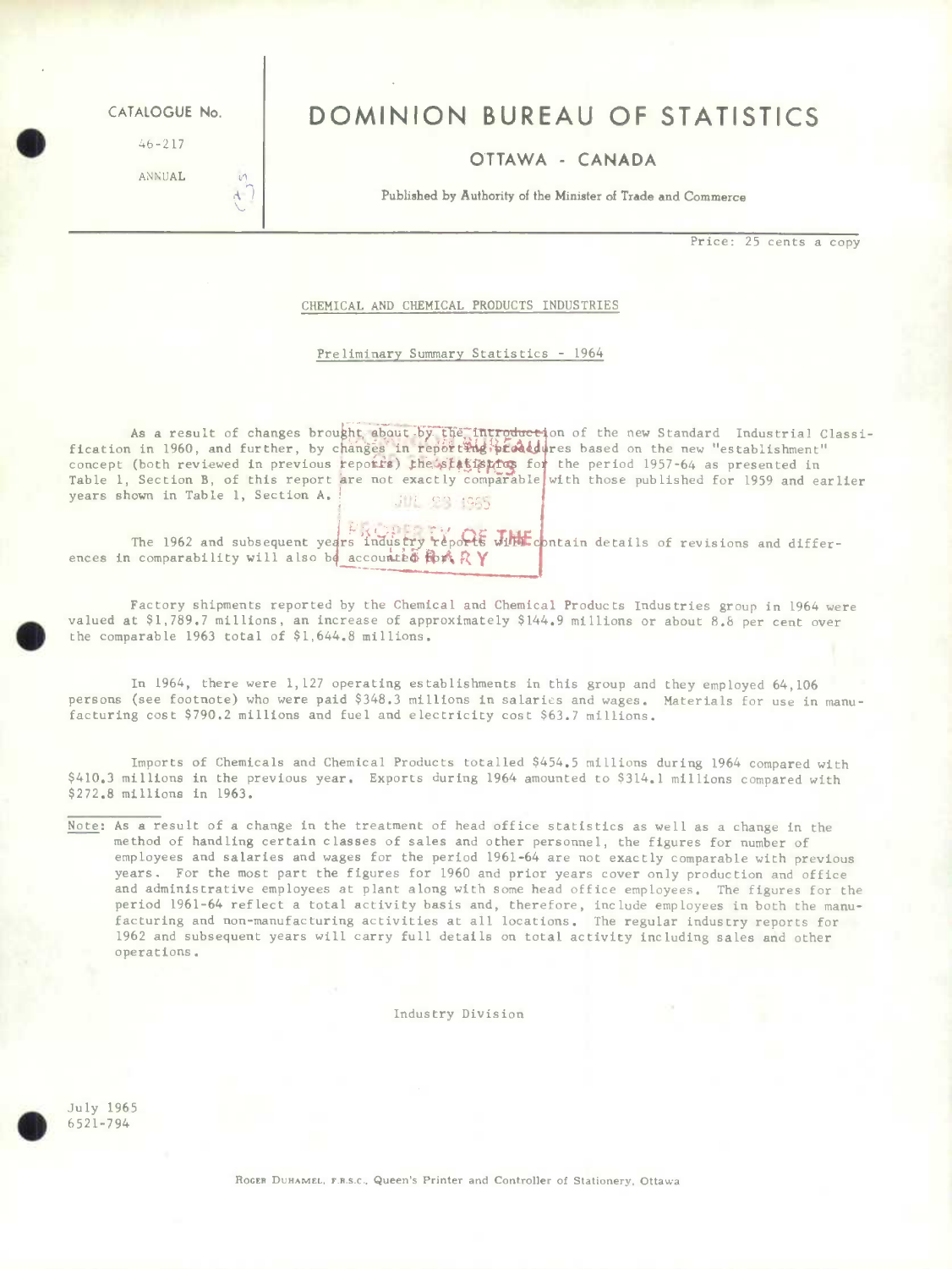CATALOGUE No.

46-217

ANNUAL

# DOMINION BUREAU OF STATISTICS

## OTTAWA - CANADA

Published by Authority of the Minister of Trade and Commerce

Price: 25 cents a copy

CHEMICAL AND CHEMICAL PRODUCTS INDUSTRIES

Preliminary Summary Statistics - 1964

As a result of changes brought about by the introduction of the new Standard Industrial Classification in 1960, and further, by changes in reporting procedures based on the new "establishment" concept (both reviewed in previous reports) the statistics for the period 1957-64 as presented in Table 1, Section B, of this report are not exactly comparable with those published for 1959 and earlier years shown in Table 1, Section A.

The 1962 and subsequent years industry reports will contain details of revisions and differences in comparability will also be accounted for.

Factory shipments reported by the Chemical and Chemical Products Industries group in 1964 were valued at $1,789.7 millions, an increase of approximately $144.9 millions or about 8.8 per cent over the comparable 1963 total of $1,644.8 millions.

In 1964, there were 1,127 operating establishments in this group and they employed 64,106 persons (see footnote) who were paid $348.3 millions in salaries and wages. Materials for use in manufacturing cost $790.2 millions and fuel and electricity cost $63.7 millions.

Imports of Chemicals and Chemical Products totalled $454.5 millions during 1964 compared with $410.3 millions in the previous year. Exports during 1964 amounted to $314.1 millions compared with $272.8 millions in 1963.

Note: As a result of a change in the treatment of head office statistics as well as a change in the method of handling certain classes of sales and other personnel, the figures for number of employees and salaries and wages for the period 1961-64 are not exactly comparable with previous years. For the most part the figures for 1960 and prior years cover only production and office and administrative employees at plant along with some head office employees. The figures for the period 1961-64 reflect a total activity basis and, therefore, include employees in both the manufacturing and non-manufacturing activities at all locations. The regular industry reports for 1962 and subsequent years will carry full details on total activity including sales and other operations.

Industry Division

July 1965
6521-794

Roger Duhamel, F.R.S.C., Queen's Printer and Controller of Stationery, Ottawa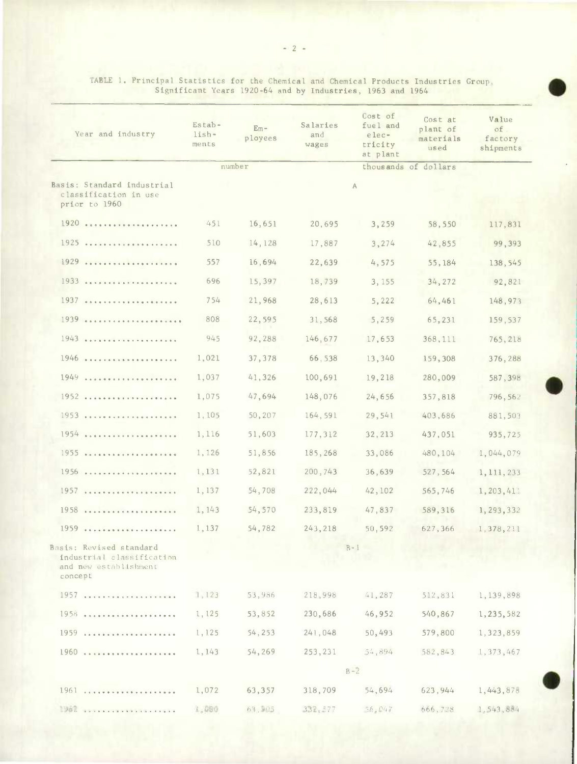TABLE 1. Principal Statistics for the Chemical and Chemical Products Industries Group, Significant Years 1920-64 and by Industries, 1963 and 1964

| Year and industry | Establishments | Employees | Salaries and wages | Cost of fuel and electricity at plant | Cost at plant of materials used | Value of factory shipments |
|---|---|---|---|---|---|---|
| | number | | thousands of dollars | | | |
| Basis: Standard industrial classification in use prior to 1960 | | | A | | | |
| 1920 | 451 | 16,651 | 20,695 | 3,259 | 58,550 | 117,831 |
| 1925 | 510 | 14,128 | 17,887 | 3,274 | 42,855 | 99,393 |
| 1929 | 557 | 16,694 | 22,639 | 4,575 | 55,184 | 138,545 |
| 1933 | 696 | 15,397 | 18,739 | 3,155 | 34,272 | 92,821 |
| 1937 | 754 | 21,968 | 28,613 | 5,222 | 64,461 | 148,973 |
| 1939 | 808 | 22,595 | 31,568 | 5,259 | 65,231 | 159,537 |
| 1943 | 945 | 92,288 | 146,677 | 17,653 | 368,111 | 765,218 |
| 1946 | 1,021 | 37,378 | 66,538 | 13,340 | 159,308 | 376,288 |
| 1949 | 1,037 | 41,326 | 100,691 | 19,218 | 280,009 | 587,398 |
| 1952 | 1,075 | 47,694 | 148,076 | 24,656 | 357,818 | 796,562 |
| 1953 | 1,105 | 50,207 | 164,591 | 29,541 | 403,686 | 881,503 |
| 1954 | 1,116 | 51,603 | 177,312 | 32,213 | 437,051 | 935,725 |
| 1955 | 1,126 | 51,856 | 185,268 | 33,086 | 480,104 | 1,044,079 |
| 1956 | 1,131 | 52,821 | 200,743 | 36,639 | 527,564 | 1,111,233 |
| 1957 | 1,137 | 54,708 | 222,044 | 42,102 | 565,746 | 1,203,411 |
| 1958 | 1,143 | 54,570 | 233,819 | 47,837 | 589,316 | 1,293,332 |
| 1959 | 1,137 | 54,782 | 243,218 | 50,592 | 627,366 | 1,378,211 |
| Basis: Revised standard industrial classification and new establishment concept | | | B-1 | | | |
| 1957 | 1,123 | 53,986 | 218,998 | 41,287 | 512,831 | 1,139,898 |
| 1958 | 1,125 | 53,852 | 230,686 | 46,952 | 540,867 | 1,235,582 |
| 1959 | 1,125 | 54,253 | 241,048 | 50,493 | 579,800 | 1,323,859 |
| 1960 | 1,143 | 54,269 | 253,231 | 54,894 | 582,843 | 1,373,467 |
| | | | B-2 | | | |
| 1961 | 1,072 | 63,357 | 318,709 | 54,694 | 623,944 | 1,443,878 |
| 1962 | 1,080 | 63,505 | 332,577 | 56,047 | 666,728 | 1,543,884 |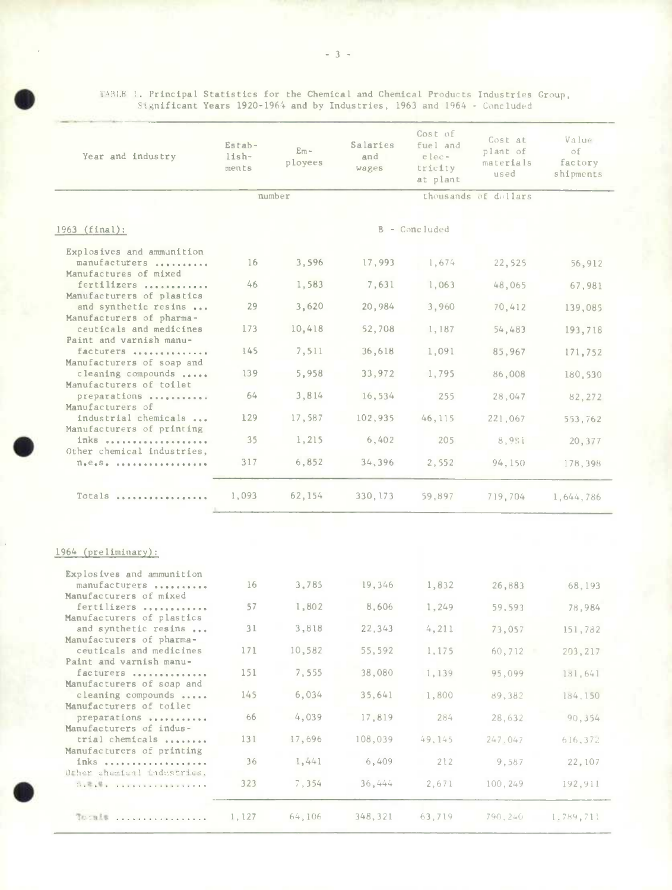TABLE 1. Principal Statistics for the Chemical and Chemical Products Industries Group, Significant Years 1920-1964 and by Industries, 1963 and 1964 - Concluded

| Year and industry | Establishments | Employees | Salaries and wages | Cost of fuel and electricity at plant | Cost at plant of materials used | Value of factory shipments |
|---|---|---|---|---|---|---|
| | number | | thousands of dollars | | | |
| 1963 (final): | | | B - Concluded | | | |
| Explosives and ammunition manufacturers | 16 | 3,596 | 17,993 | 1,674 | 22,525 | 56,912 |
| Manufactures of mixed fertilizers | 46 | 1,583 | 7,631 | 1,063 | 48,065 | 67,981 |
| Manufacturers of plastics and synthetic resins | 29 | 3,620 | 20,984 | 3,960 | 70,412 | 139,085 |
| Manufacturers of pharmaceuticals and medicines | 173 | 10,418 | 52,708 | 1,187 | 54,483 | 193,718 |
| Paint and varnish manufacturers | 145 | 7,511 | 36,618 | 1,091 | 85,967 | 171,752 |
| Manufacturers of soap and cleaning compounds | 139 | 5,958 | 33,972 | 1,795 | 86,008 | 180,530 |
| Manufacturers of toilet preparations | 64 | 3,814 | 16,534 | 255 | 28,047 | 82,272 |
| Manufacturers of industrial chemicals | 129 | 17,587 | 102,935 | 46,115 | 221,067 | 553,762 |
| Manufacturers of printing inks | 35 | 1,215 | 6,402 | 205 | 8,981 | 20,377 |
| Other chemical industries, n.e.s. | 317 | 6,852 | 34,396 | 2,552 | 94,150 | 178,398 |
| Totals | 1,093 | 62,154 | 330,173 | 59,897 | 719,704 | 1,644,786 |
| 1964 (preliminary): | | | | | | |
| Explosives and ammunition manufacturers | 16 | 3,785 | 19,346 | 1,832 | 26,883 | 68,193 |
| Manufacturers of mixed fertilizers | 57 | 1,802 | 8,606 | 1,249 | 59,593 | 78,984 |
| Manufacturers of plastics and synthetic resins | 31 | 3,818 | 22,343 | 4,211 | 73,057 | 151,782 |
| Manufacturers of pharmaceuticals and medicines | 171 | 10,582 | 55,592 | 1,175 | 60,712 | 203,217 |
| Paint and varnish manufacturers | 151 | 7,555 | 38,080 | 1,139 | 95,099 | 181,641 |
| Manufacturers of soap and cleaning compounds | 145 | 6,034 | 35,641 | 1,800 | 89,382 | 184,150 |
| Manufacturers of toilet preparations | 66 | 4,039 | 17,819 | 284 | 28,632 | 90,354 |
| Manufacturers of industrial chemicals | 131 | 17,696 | 108,039 | 49,145 | 247,047 | 616,372 |
| Manufacturers of printing inks | 36 | 1,441 | 6,409 | 212 | 9,587 | 22,107 |
| Other chemical industries, n.e.s. | 323 | 7,354 | 36,444 | 2,671 | 100,249 | 192,911 |
| Totals | 1,127 | 64,106 | 348,321 | 63,719 | 790,240 | 1,789,711 |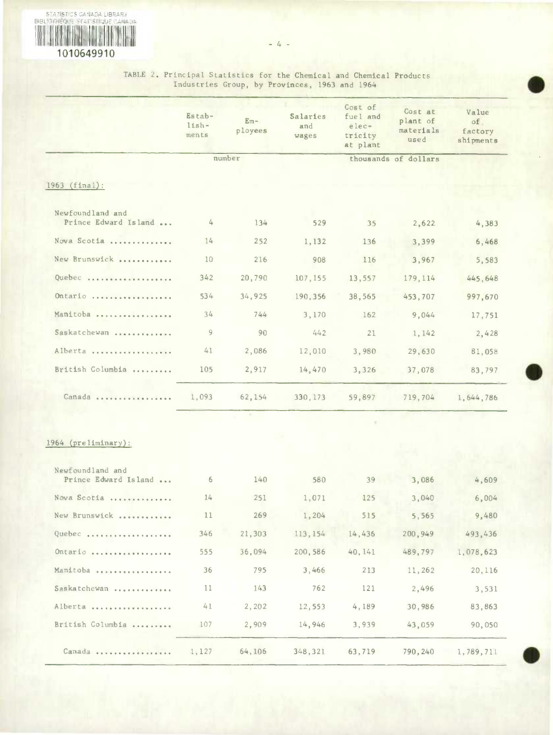TABLE 2. Principal Statistics for the Chemical and Chemical Products Industries Group, by Provinces, 1963 and 1964

| | Establishments | Employees | Salaries and wages | Cost of fuel and electricity at plant | Cost at plant of materials used | Value of factory shipments |
|---|---|---|---|---|---|---|
| | number | | thousands of dollars | | | |
| 1963 (final): | | | | | | |
| Newfoundland and Prince Edward Island ... | 4 | 134 | 529 | 35 | 2,622 | 4,383 |
| Nova Scotia .............. | 14 | 252 | 1,132 | 136 | 3,399 | 6,468 |
| New Brunswick ............ | 10 | 216 | 908 | 116 | 3,967 | 5,583 |
| Quebec ................... | 342 | 20,790 | 107,155 | 13,557 | 179,114 | 445,648 |
| Ontario .................. | 534 | 34,925 | 190,356 | 38,565 | 453,707 | 997,670 |
| Manitoba ................. | 34 | 744 | 3,170 | 162 | 9,044 | 17,751 |
| Saskatchewan ............. | 9 | 90 | 442 | 21 | 1,142 | 2,428 |
| Alberta .................. | 41 | 2,086 | 12,010 | 3,980 | 29,630 | 81,058 |
| British Columbia ......... | 105 | 2,917 | 14,470 | 3,326 | 37,078 | 83,797 |
| Canada ................. | 1,093 | 62,154 | 330,173 | 59,897 | 719,704 | 1,644,786 |
| 1964 (preliminary): | | | | | | |
| Newfoundland and Prince Edward Island ... | 6 | 140 | 580 | 39 | 3,086 | 4,609 |
| Nova Scotia .............. | 14 | 251 | 1,071 | 125 | 3,040 | 6,004 |
| New Brunswick ............ | 11 | 269 | 1,204 | 515 | 5,565 | 9,480 |
| Quebec ................... | 346 | 21,303 | 113,154 | 14,436 | 200,949 | 493,436 |
| Ontario .................. | 555 | 36,094 | 200,586 | 40,141 | 489,797 | 1,078,623 |
| Manitoba ................. | 36 | 795 | 3,466 | 213 | 11,262 | 20,116 |
| Saskatchewan ............. | 11 | 143 | 762 | 121 | 2,496 | 3,531 |
| Alberta .................. | 41 | 2,202 | 12,553 | 4,189 | 30,986 | 83,863 |
| British Columbia ......... | 107 | 2,909 | 14,946 | 3,939 | 43,059 | 90,050 |
| Canada ................. | 1,127 | 64,106 | 348,321 | 63,719 | 790,240 | 1,789,711 |